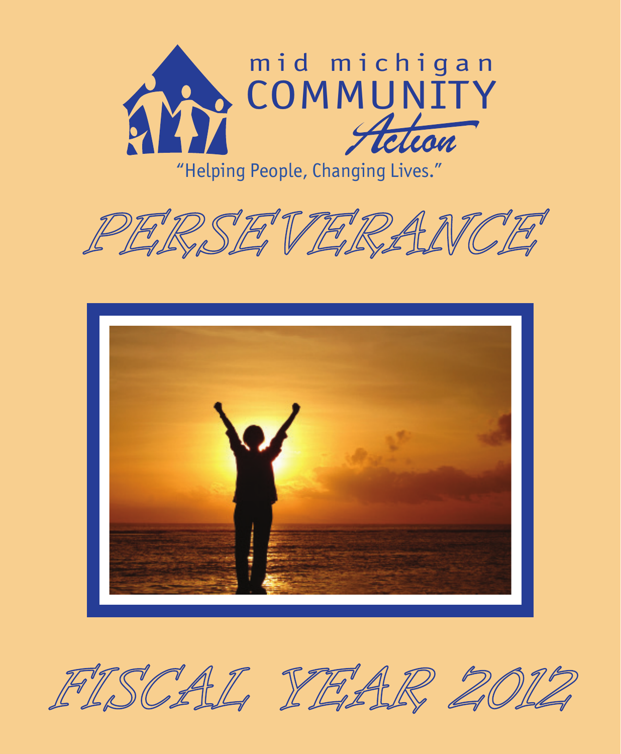mid michigan COMMUNITY Action

"Helping People, Changing Lives."

# PERSEVERANCE

# FISCAL YEAR 2012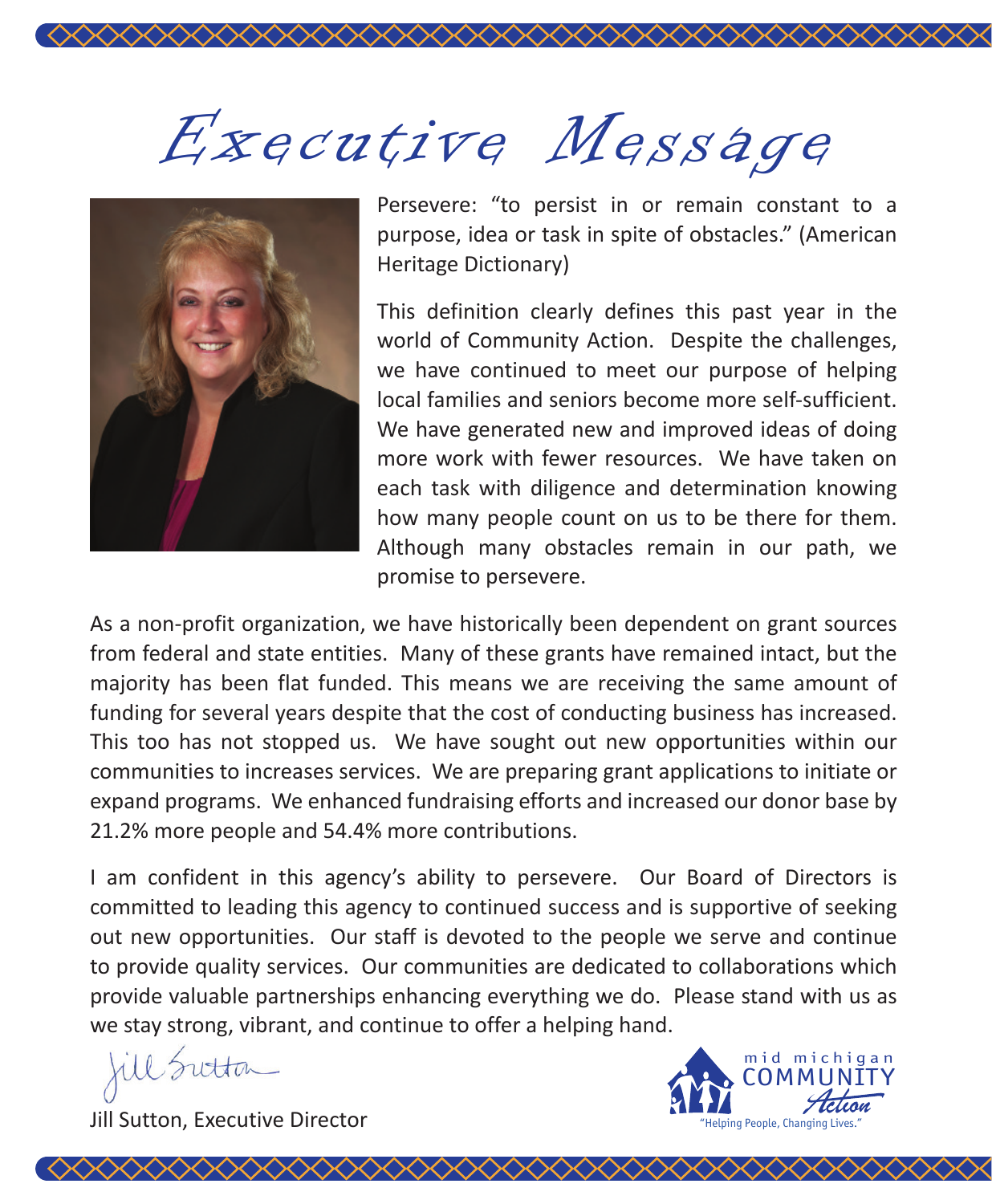# Executive Message

Persevere: "to persist in or remain constant to a purpose, idea or task in spite of obstacles." (American Heritage Dictionary)

This definition clearly defines this past year in the world of Community Action. Despite the challenges, we have continued to meet our purpose of helping local families and seniors become more self-sufficient. We have generated new and improved ideas of doing more work with fewer resources. We have taken on each task with diligence and determination knowing how many people count on us to be there for them. Although many obstacles remain in our path, we promise to persevere.

As a non-profit organization, we have historically been dependent on grant sources from federal and state entities. Many of these grants have remained intact, but the majority has been flat funded. This means we are receiving the same amount of funding for several years despite that the cost of conducting business has increased. This too has not stopped us. We have sought out new opportunities within our communities to increases services. We are preparing grant applications to initiate or expand programs. We enhanced fundraising efforts and increased our donor base by 21.2% more people and 54.4% more contributions.

I am confident in this agency's ability to persevere. Our Board of Directors is committed to leading this agency to continued success and is supportive of seeking out new opportunities. Our staff is devoted to the people we serve and continue to provide quality services. Our communities are dedicated to collaborations which provide valuable partnerships enhancing everything we do. Please stand with us as we stay strong, vibrant, and continue to offer a helping hand.

Jill Sutton, Executive Director

mid michigan COMMUNITY Action

"Helping People, Changing Lives."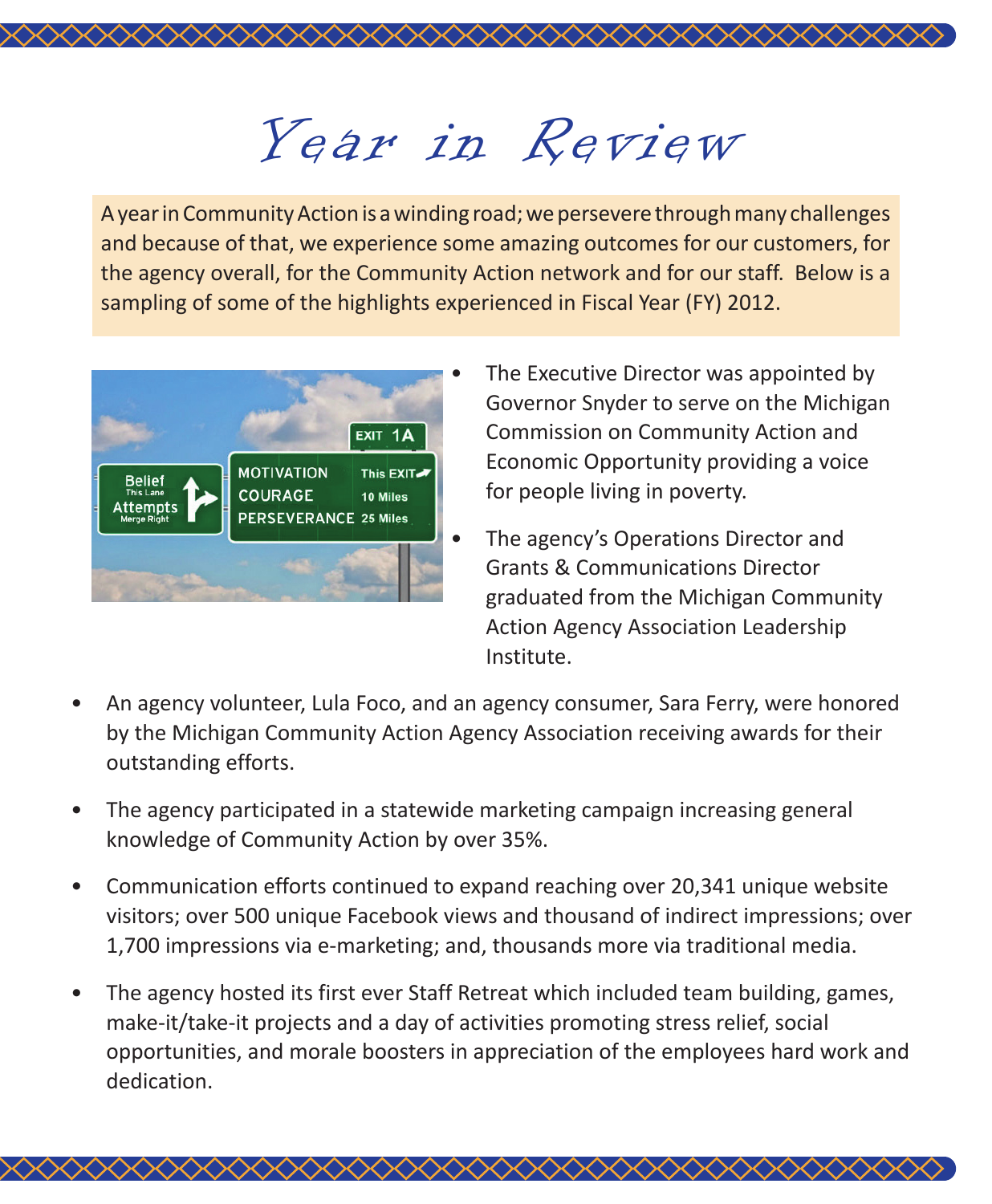# Year in Review

A year in Community Action is a winding road; we persevere through many challenges and because of that, we experience some amazing outcomes for our customers, for the agency overall, for the Community Action network and for our staff. Below is a sampling of some of the highlights experienced in Fiscal Year (FY) 2012.

- The Executive Director was appointed by Governor Snyder to serve on the Michigan Commission on Community Action and Economic Opportunity providing a voice for people living in poverty.
- The agency's Operations Director and Grants & Communications Director graduated from the Michigan Community Action Agency Association Leadership Institute.
- An agency volunteer, Lula Foco, and an agency consumer, Sara Ferry, were honored by the Michigan Community Action Agency Association receiving awards for their outstanding efforts.
- The agency participated in a statewide marketing campaign increasing general knowledge of Community Action by over 35%.
- Communication efforts continued to expand reaching over 20,341 unique website visitors; over 500 unique Facebook views and thousand of indirect impressions; over 1,700 impressions via e-marketing; and, thousands more via traditional media.
- The agency hosted its first ever Staff Retreat which included team building, games, make-it/take-it projects and a day of activities promoting stress relief, social opportunities, and morale boosters in appreciation of the employees hard work and dedication.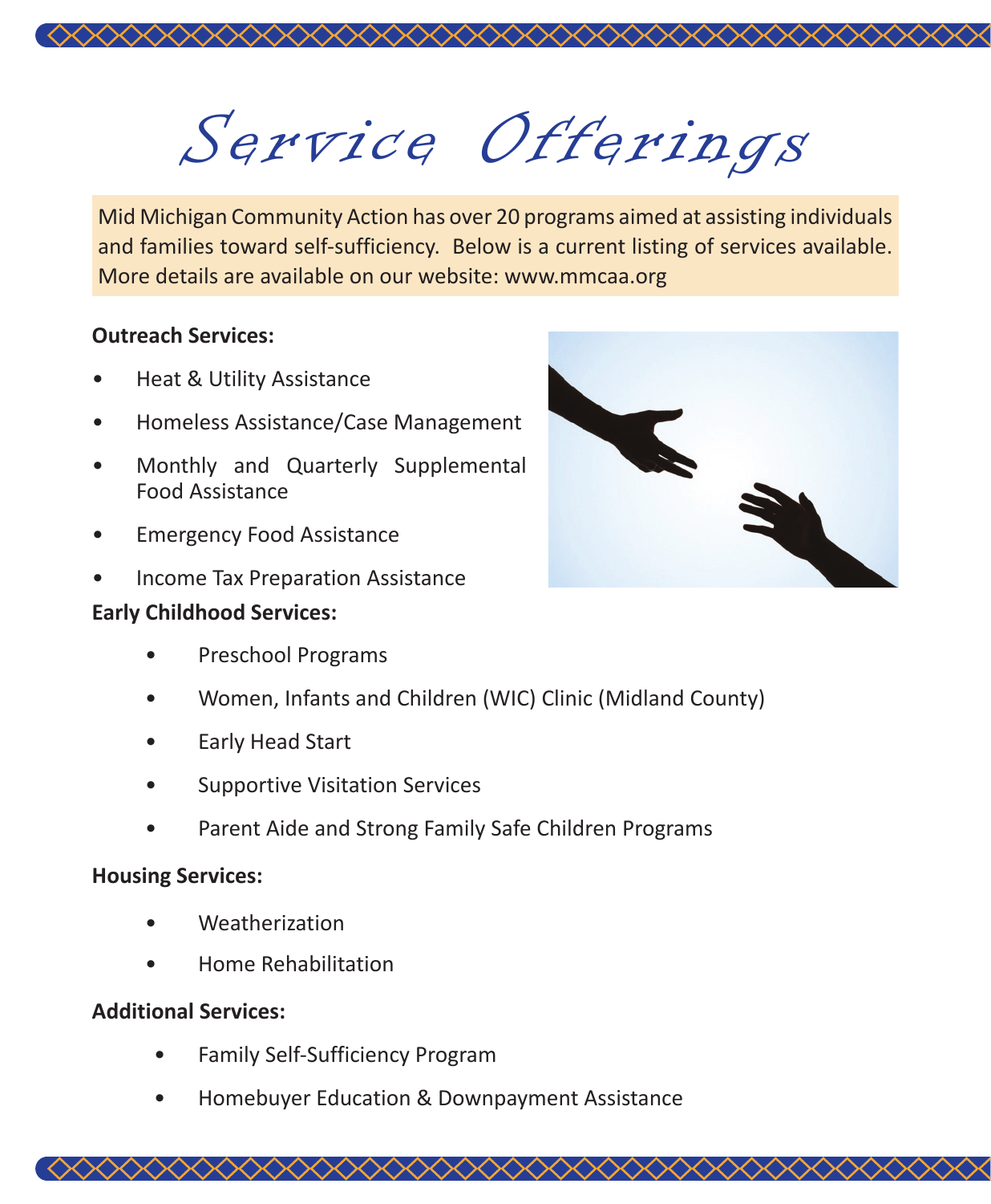# Service Offerings

Mid Michigan Community Action has over 20 programs aimed at assisting individuals and families toward self-sufficiency. Below is a current listing of services available. More details are available on our website: www.mmcaa.org

**Outreach Services:**

- Heat & Utility Assistance
- Homeless Assistance/Case Management
- Monthly and Quarterly Supplemental Food Assistance
- Emergency Food Assistance
- Income Tax Preparation Assistance

**Early Childhood Services:**

- Preschool Programs
- Women, Infants and Children (WIC) Clinic (Midland County)
- Early Head Start
- Supportive Visitation Services
- Parent Aide and Strong Family Safe Children Programs

**Housing Services:**

- Weatherization
- Home Rehabilitation

**Additional Services:**

- Family Self-Sufficiency Program
- Homebuyer Education & Downpayment Assistance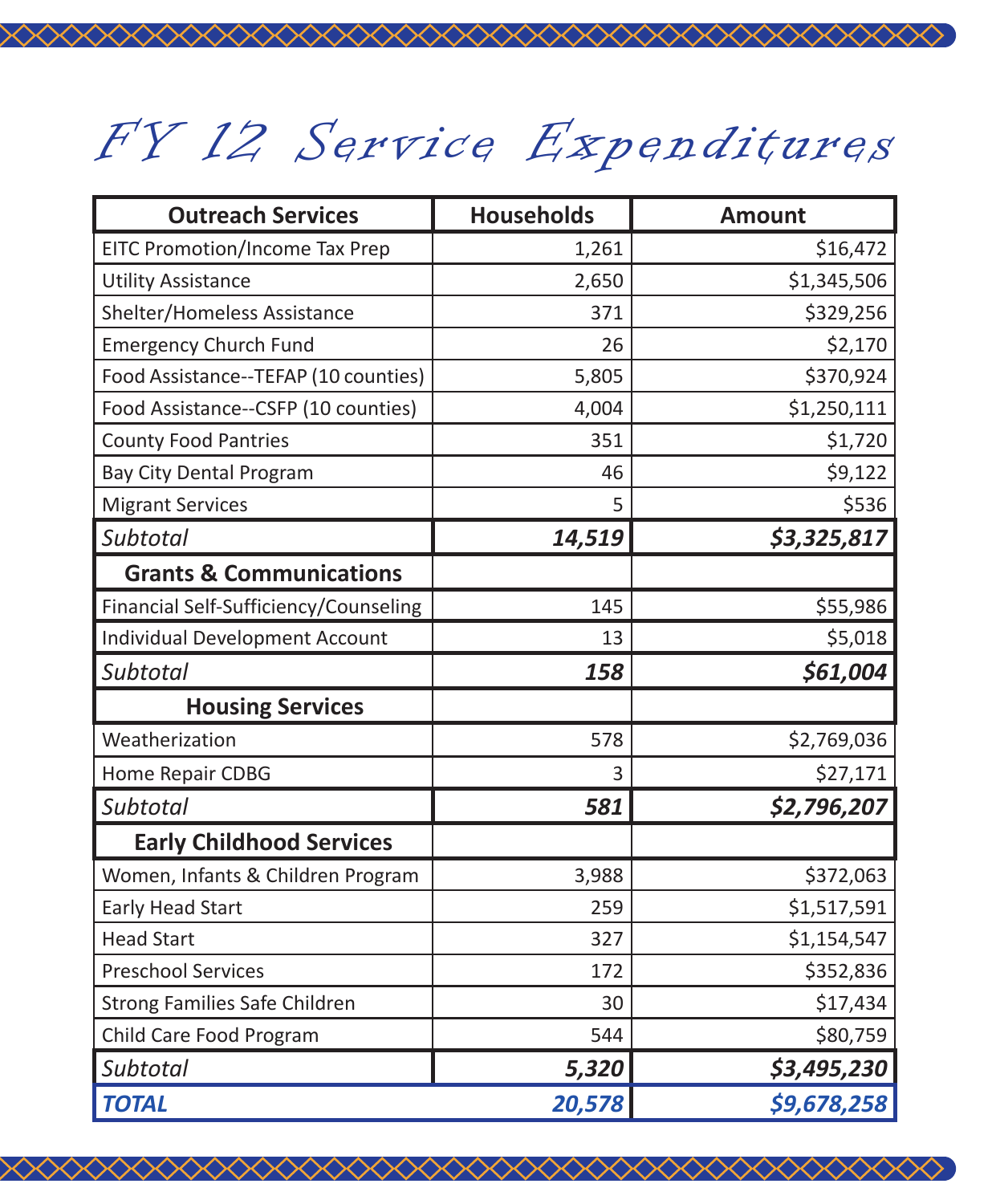# FY 12 Service Expenditures

| Outreach Services | Households | Amount |
|---|---|---|
| EITC Promotion/Income Tax Prep | 1,261 | $16,472 |
| Utility Assistance | 2,650 | $1,345,506 |
| Shelter/Homeless Assistance | 371 | $329,256 |
| Emergency Church Fund | 26 | $2,170 |
| Food Assistance--TEFAP (10 counties) | 5,805 | $370,924 |
| Food Assistance--CSFP (10 counties) | 4,004 | $1,250,111 |
| County Food Pantries | 351 | $1,720 |
| Bay City Dental Program | 46 | $9,122 |
| Migrant Services | 5 | $536 |
| *Subtotal* | ***14,519*** | ***$3,325,817*** |
| **Grants & Communications** | | |
| Financial Self-Sufficiency/Counseling | 145 | $55,986 |
| Individual Development Account | 13 | $5,018 |
| *Subtotal* | ***158*** | ***$61,004*** |
| **Housing Services** | | |
| Weatherization | 578 | $2,769,036 |
| Home Repair CDBG | 3 | $27,171 |
| *Subtotal* | ***581*** | ***$2,796,207*** |
| **Early Childhood Services** | | |
| Women, Infants & Children Program | 3,988 | $372,063 |
| Early Head Start | 259 | $1,517,591 |
| Head Start | 327 | $1,154,547 |
| Preschool Services | 172 | $352,836 |
| Strong Families Safe Children | 30 | $17,434 |
| Child Care Food Program | 544 | $80,759 |
| *Subtotal* | ***5,320*** | ***$3,495,230*** |
| ***TOTAL*** | ***20,578*** | ***$9,678,258*** |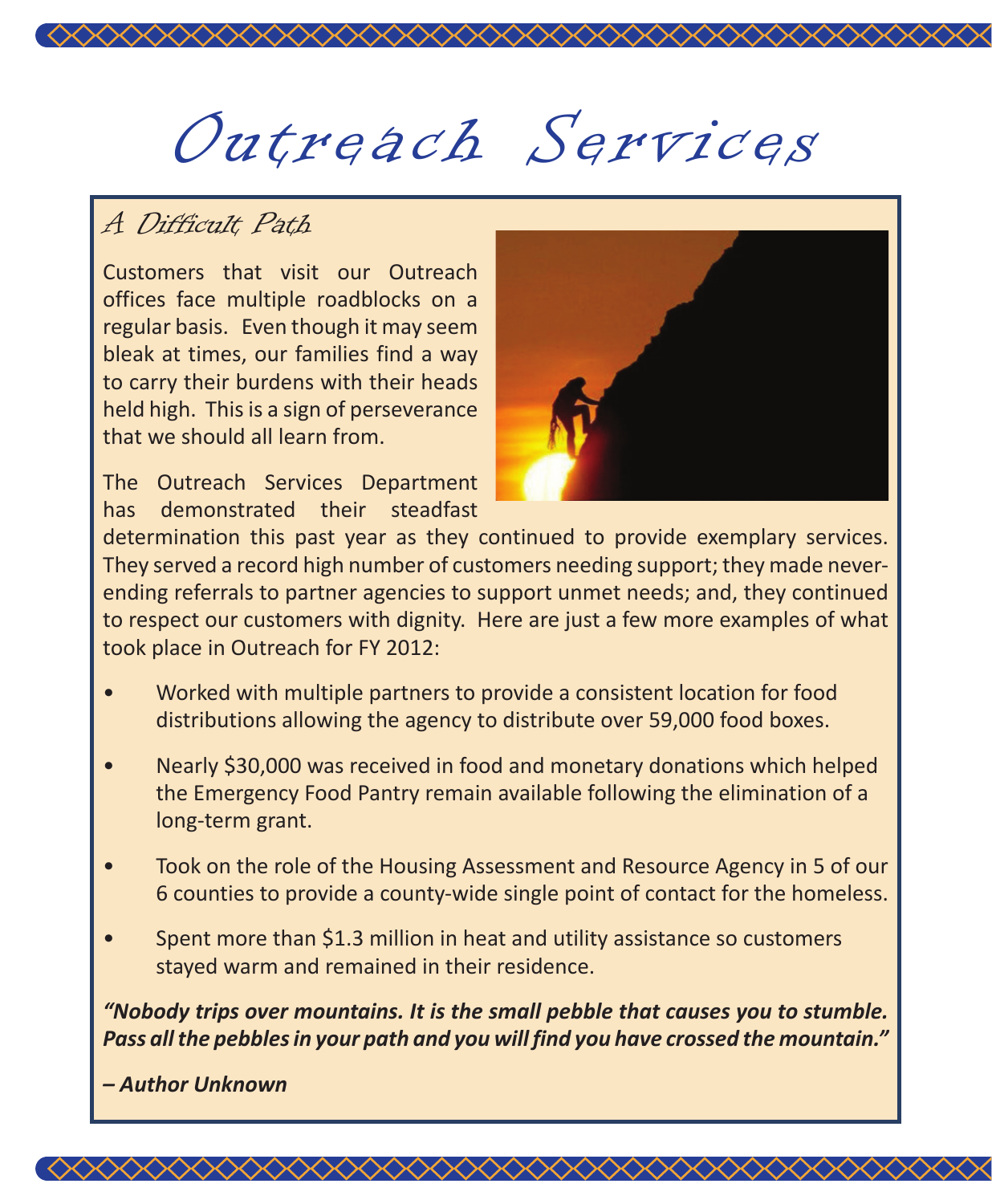# Outreach Services

## A Difficult Path

Customers that visit our Outreach offices face multiple roadblocks on a regular basis. Even though it may seem bleak at times, our families find a way to carry their burdens with their heads held high. This is a sign of perseverance that we should all learn from.

The Outreach Services Department has demonstrated their steadfast determination this past year as they continued to provide exemplary services. They served a record high number of customers needing support; they made never-ending referrals to partner agencies to support unmet needs; and, they continued to respect our customers with dignity. Here are just a few more examples of what took place in Outreach for FY 2012:

- Worked with multiple partners to provide a consistent location for food distributions allowing the agency to distribute over 59,000 food boxes.
- Nearly $30,000 was received in food and monetary donations which helped the Emergency Food Pantry remain available following the elimination of a long-term grant.
- Took on the role of the Housing Assessment and Resource Agency in 5 of our 6 counties to provide a county-wide single point of contact for the homeless.
- Spent more than $1.3 million in heat and utility assistance so customers stayed warm and remained in their residence.

***"Nobody trips over mountains. It is the small pebble that causes you to stumble. Pass all the pebbles in your path and you will find you have crossed the mountain."***

***– Author Unknown***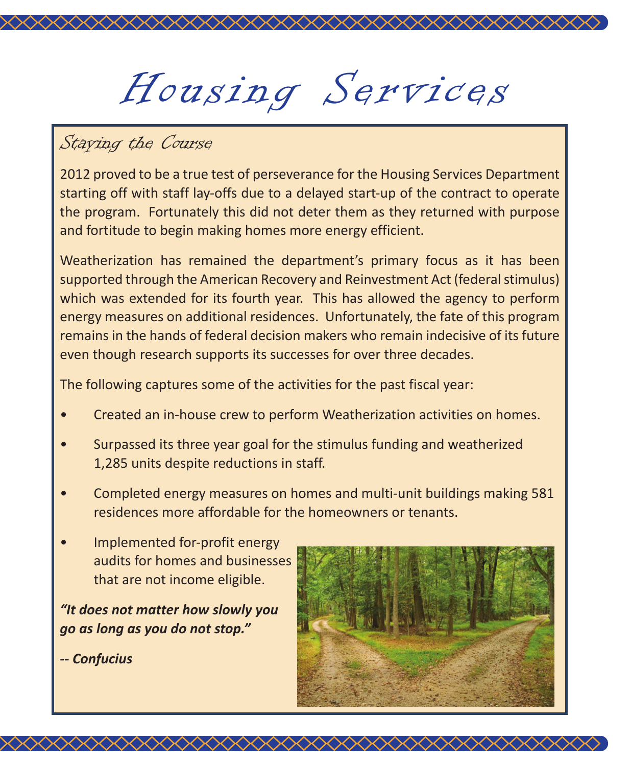# Housing Services

## Staying the Course

2012 proved to be a true test of perseverance for the Housing Services Department starting off with staff lay-offs due to a delayed start-up of the contract to operate the program. Fortunately this did not deter them as they returned with purpose and fortitude to begin making homes more energy efficient.

Weatherization has remained the department's primary focus as it has been supported through the American Recovery and Reinvestment Act (federal stimulus) which was extended for its fourth year. This has allowed the agency to perform energy measures on additional residences. Unfortunately, the fate of this program remains in the hands of federal decision makers who remain indecisive of its future even though research supports its successes for over three decades.

The following captures some of the activities for the past fiscal year:

- Created an in-house crew to perform Weatherization activities on homes.
- Surpassed its three year goal for the stimulus funding and weatherized 1,285 units despite reductions in staff.
- Completed energy measures on homes and multi-unit buildings making 581 residences more affordable for the homeowners or tenants.
- Implemented for-profit energy audits for homes and businesses that are not income eligible.

***"It does not matter how slowly you go as long as you do not stop."***

***-- Confucius***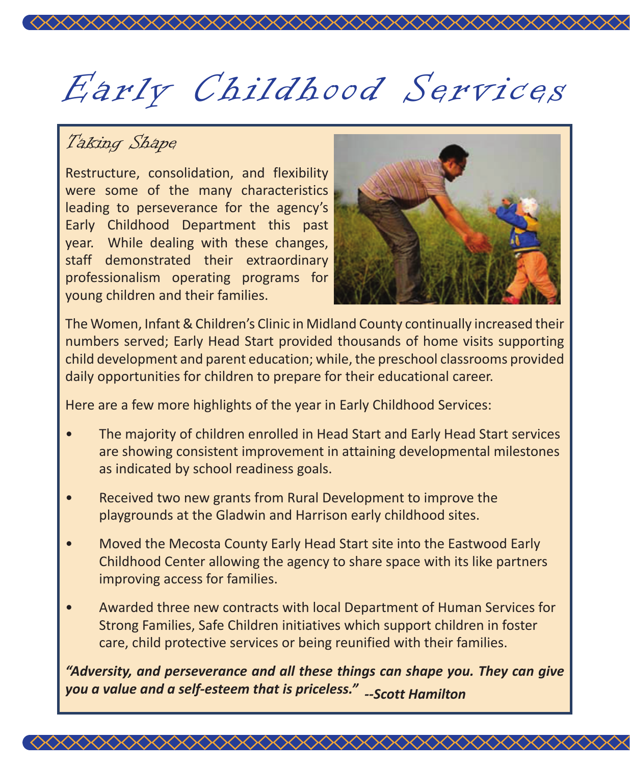# Early Childhood Services

## Taking Shape

Restructure, consolidation, and flexibility were some of the many characteristics leading to perseverance for the agency's Early Childhood Department this past year. While dealing with these changes, staff demonstrated their extraordinary professionalism operating programs for young children and their families.

The Women, Infant & Children's Clinic in Midland County continually increased their numbers served; Early Head Start provided thousands of home visits supporting child development and parent education; while, the preschool classrooms provided daily opportunities for children to prepare for their educational career.

Here are a few more highlights of the year in Early Childhood Services:

- The majority of children enrolled in Head Start and Early Head Start services are showing consistent improvement in attaining developmental milestones as indicated by school readiness goals.
- Received two new grants from Rural Development to improve the playgrounds at the Gladwin and Harrison early childhood sites.
- Moved the Mecosta County Early Head Start site into the Eastwood Early Childhood Center allowing the agency to share space with its like partners improving access for families.
- Awarded three new contracts with local Department of Human Services for Strong Families, Safe Children initiatives which support children in foster care, child protective services or being reunified with their families.

***"Adversity, and perseverance and all these things can shape you. They can give you a value and a self-esteem that is priceless."*** ***--Scott Hamilton***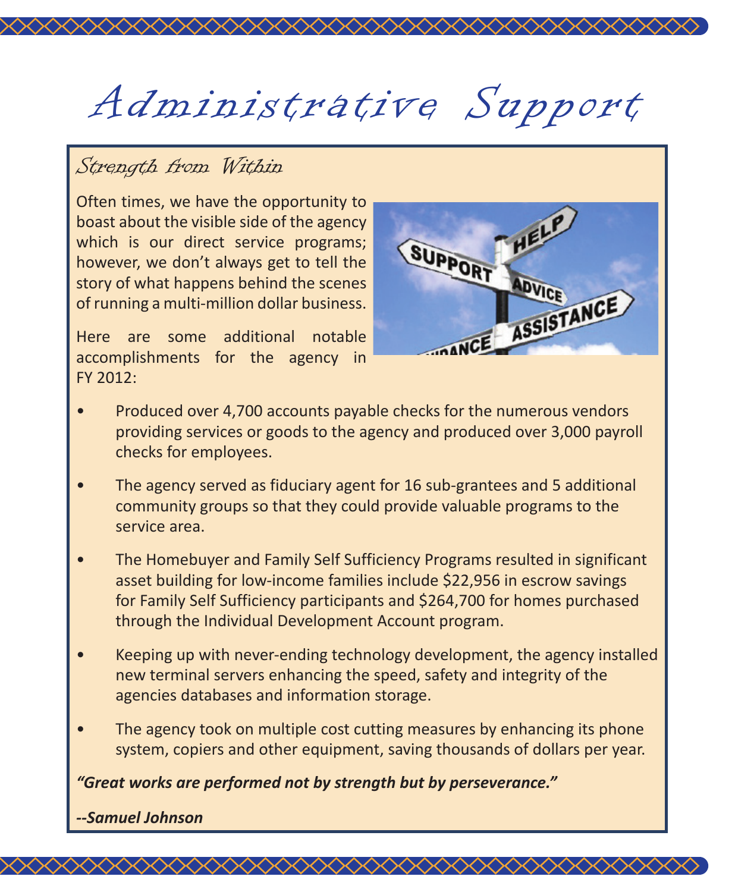# Administrative Support

## Strength from Within

Often times, we have the opportunity to boast about the visible side of the agency which is our direct service programs; however, we don't always get to tell the story of what happens behind the scenes of running a multi-million dollar business.

Here are some additional notable accomplishments for the agency in FY 2012:

- Produced over 4,700 accounts payable checks for the numerous vendors providing services or goods to the agency and produced over 3,000 payroll checks for employees.
- The agency served as fiduciary agent for 16 sub-grantees and 5 additional community groups so that they could provide valuable programs to the service area.
- The Homebuyer and Family Self Sufficiency Programs resulted in significant asset building for low-income families include $22,956 in escrow savings for Family Self Sufficiency participants and $264,700 for homes purchased through the Individual Development Account program.
- Keeping up with never-ending technology development, the agency installed new terminal servers enhancing the speed, safety and integrity of the agencies databases and information storage.
- The agency took on multiple cost cutting measures by enhancing its phone system, copiers and other equipment, saving thousands of dollars per year.

***"Great works are performed not by strength but by perseverance."***

***--Samuel Johnson***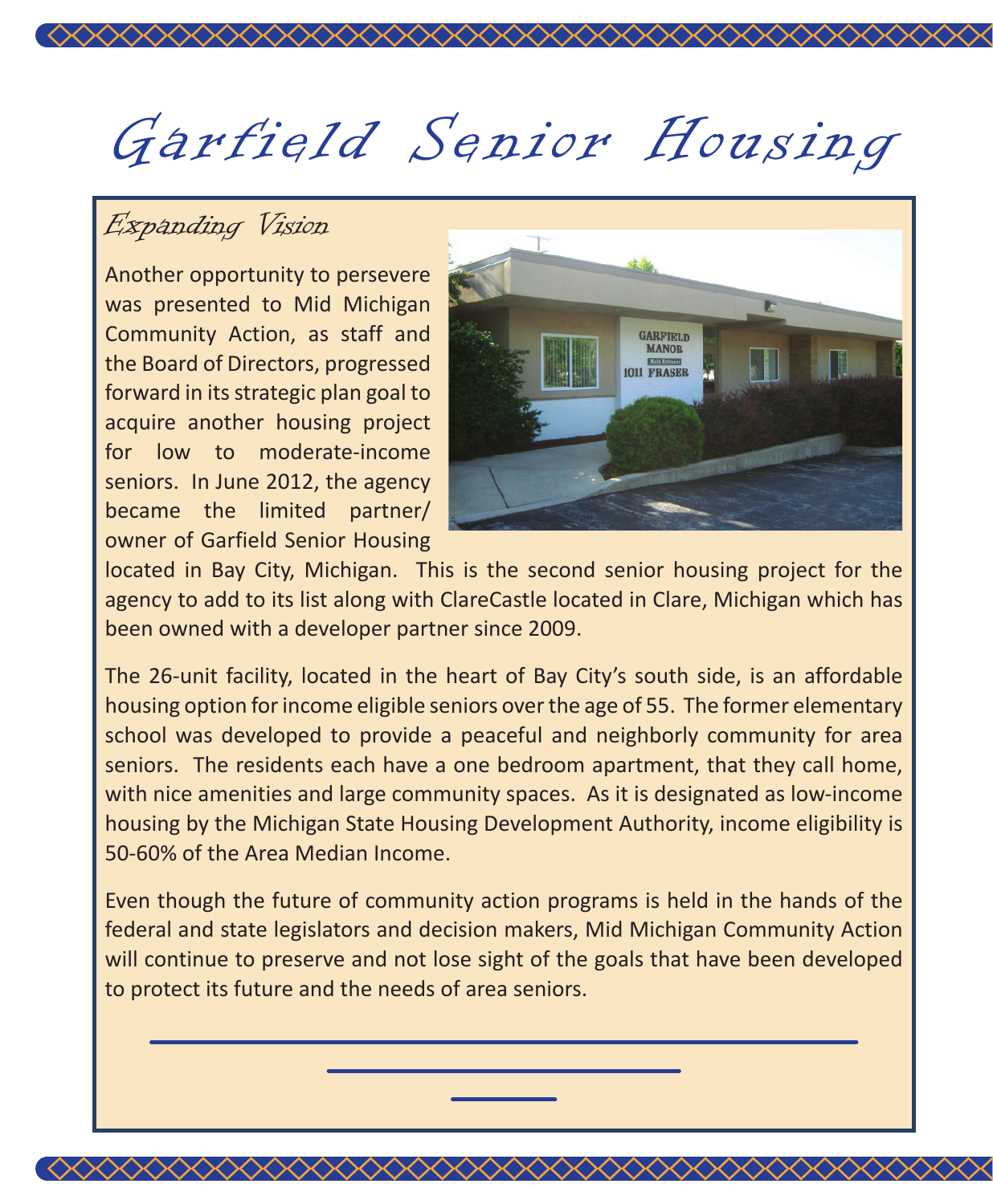# Garfield Senior Housing

## Expanding Vision

Another opportunity to persevere was presented to Mid Michigan Community Action, as staff and the Board of Directors, progressed forward in its strategic plan goal to acquire another housing project for low to moderate-income seniors. In June 2012, the agency became the limited partner/ owner of Garfield Senior Housing located in Bay City, Michigan. This is the second senior housing project for the agency to add to its list along with ClareCastle located in Clare, Michigan which has been owned with a developer partner since 2009.

The 26-unit facility, located in the heart of Bay City's south side, is an affordable housing option for income eligible seniors over the age of 55. The former elementary school was developed to provide a peaceful and neighborly community for area seniors. The residents each have a one bedroom apartment, that they call home, with nice amenities and large community spaces. As it is designated as low-income housing by the Michigan State Housing Development Authority, income eligibility is 50-60% of the Area Median Income.

Even though the future of community action programs is held in the hands of the federal and state legislators and decision makers, Mid Michigan Community Action will continue to preserve and not lose sight of the goals that have been developed to protect its future and the needs of area seniors.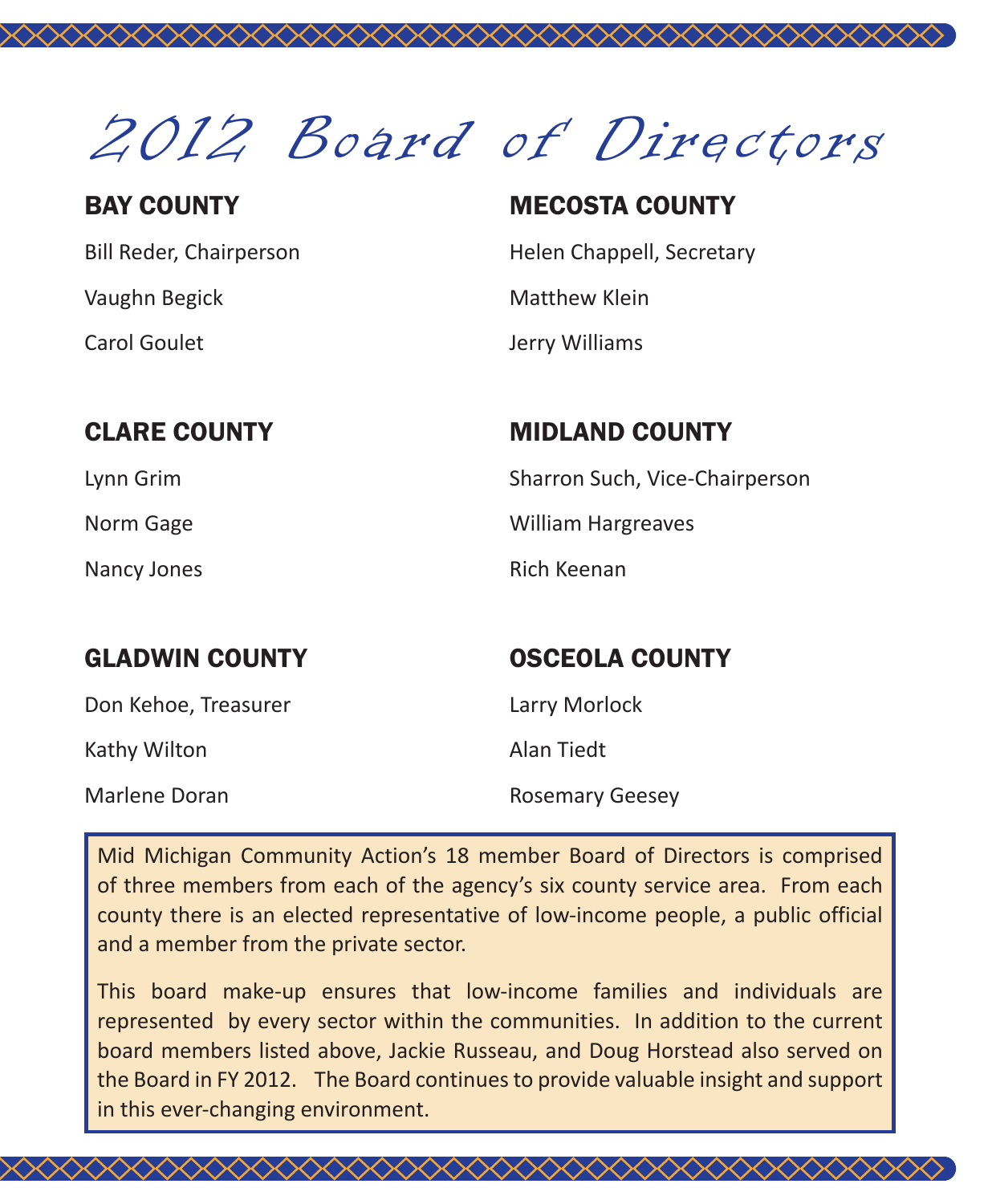# 2012 Board of Directors

## BAY COUNTY

Bill Reder, Chairperson

Vaughn Begick

Carol Goulet

## CLARE COUNTY

Lynn Grim

Norm Gage

Nancy Jones

## GLADWIN COUNTY

Don Kehoe, Treasurer

Kathy Wilton

Marlene Doran

## MECOSTA COUNTY

Helen Chappell, Secretary

Matthew Klein

Jerry Williams

## MIDLAND COUNTY

Sharron Such, Vice-Chairperson

William Hargreaves

Rich Keenan

## OSCEOLA COUNTY

Larry Morlock

Alan Tiedt

Rosemary Geesey

Mid Michigan Community Action's 18 member Board of Directors is comprised of three members from each of the agency's six county service area. From each county there is an elected representative of low-income people, a public official and a member from the private sector.

This board make-up ensures that low-income families and individuals are represented by every sector within the communities. In addition to the current board members listed above, Jackie Russeau, and Doug Horstead also served on the Board in FY 2012. The Board continues to provide valuable insight and support in this ever-changing environment.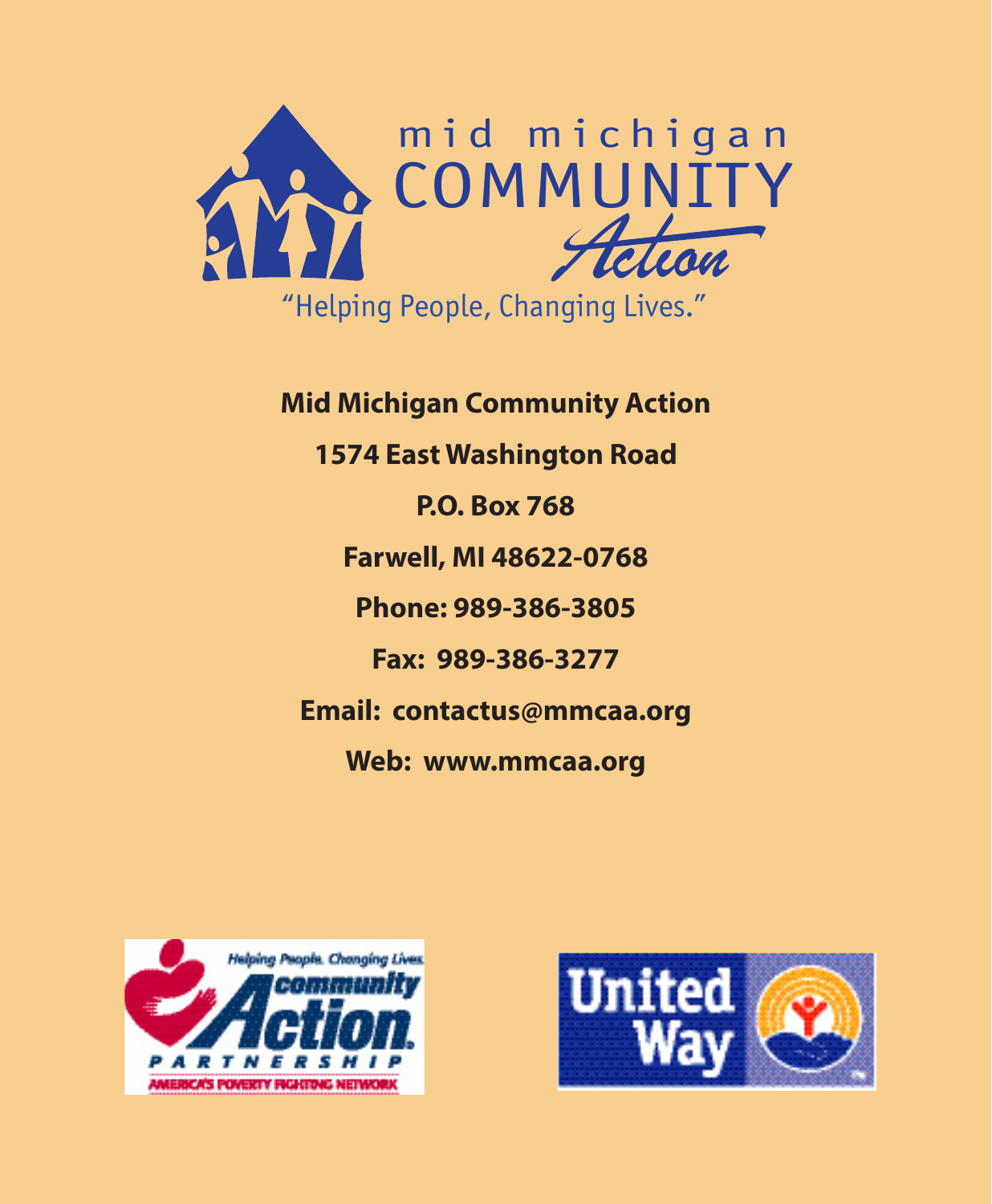mid michigan COMMUNITY Action

"Helping People, Changing Lives."

**Mid Michigan Community Action**

**1574 East Washington Road**

**P.O. Box 768**

**Farwell, MI 48622-0768**

**Phone: 989-386-3805**

**Fax: 989-386-3277**

**Email: contactus@mmcaa.org**

**Web: www.mmcaa.org**